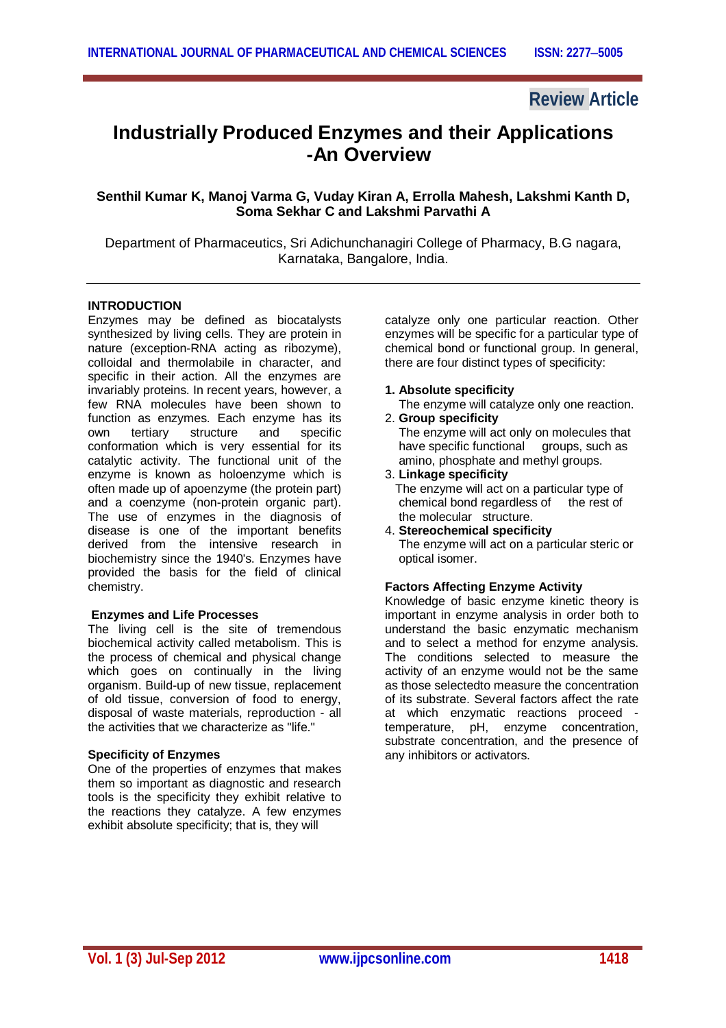Review Article

# Industrially Produced Enzymes and their Applications -An Overview

**Senthil Kumar K, Manoj Varma G, Vuday Kiran A, Errolla Mahesh, Lakshmi Kanth D, Soma Sekhar C and Lakshmi Parvathi A**

Department of Pharmaceutics, Sri Adichunchanagiri College of Pharmacy, B.G nagara, Karnataka, Bangalore, India.

## INTRODUCTION

Enzymes may be defined as biocatalysts synthesized by living cells. They are protein in nature (exception-RNA acting as ribozyme), colloidal and thermolabile in character, and specific in their action. All the enzymes are invariably proteins. In recent years, however, a few RNA molecules have been shown to function as enzymes. Each enzyme has its own tertiary structure and specific conformation which is very essential for its catalytic activity. The functional unit of the enzyme is known as holoenzyme which is often made up of apoenzyme (the protein part) and a coenzyme (non-protein organic part). The use of enzymes in the diagnosis of disease is one of the important benefits derived from the intensive research in biochemistry since the 1940's. Enzymes have provided the basis for the field of clinical chemistry.

### Enzymes and Life Processes

The living cell is the site of tremendous biochemical activity called metabolism. This is the process of chemical and physical change which goes on continually in the living organism. Build-up of new tissue, replacement of old tissue, conversion of food to energy, disposal of waste materials, reproduction - all the activities that we characterize as "life."

### Specificity of Enzymes

One of the properties of enzymes that makes them so important as diagnostic and research tools is the specificity they exhibit relative to the reactions they catalyze. A few enzymes exhibit absolute specificity; that is, they will catalyze only one particular reaction. Other enzymes will be specific for a particular type of chemical bond or functional group. In general, there are four distinct types of specificity:

1. **Absolute specificity**
   The enzyme will catalyze only one reaction.
2. **Group specificity**
   The enzyme will act only on molecules that have specific functional groups, such as amino, phosphate and methyl groups.
3. **Linkage specificity**
   The enzyme will act on a particular type of chemical bond regardless of the rest of the molecular structure.
4. **Stereochemical specificity**
   The enzyme will act on a particular steric or optical isomer.

### Factors Affecting Enzyme Activity

Knowledge of basic enzyme kinetic theory is important in enzyme analysis in order both to understand the basic enzymatic mechanism and to select a method for enzyme analysis. The conditions selected to measure the activity of an enzyme would not be the same as those selectedto measure the concentration of its substrate. Several factors affect the rate at which enzymatic reactions proceed - temperature, pH, enzyme concentration, substrate concentration, and the presence of any inhibitors or activators.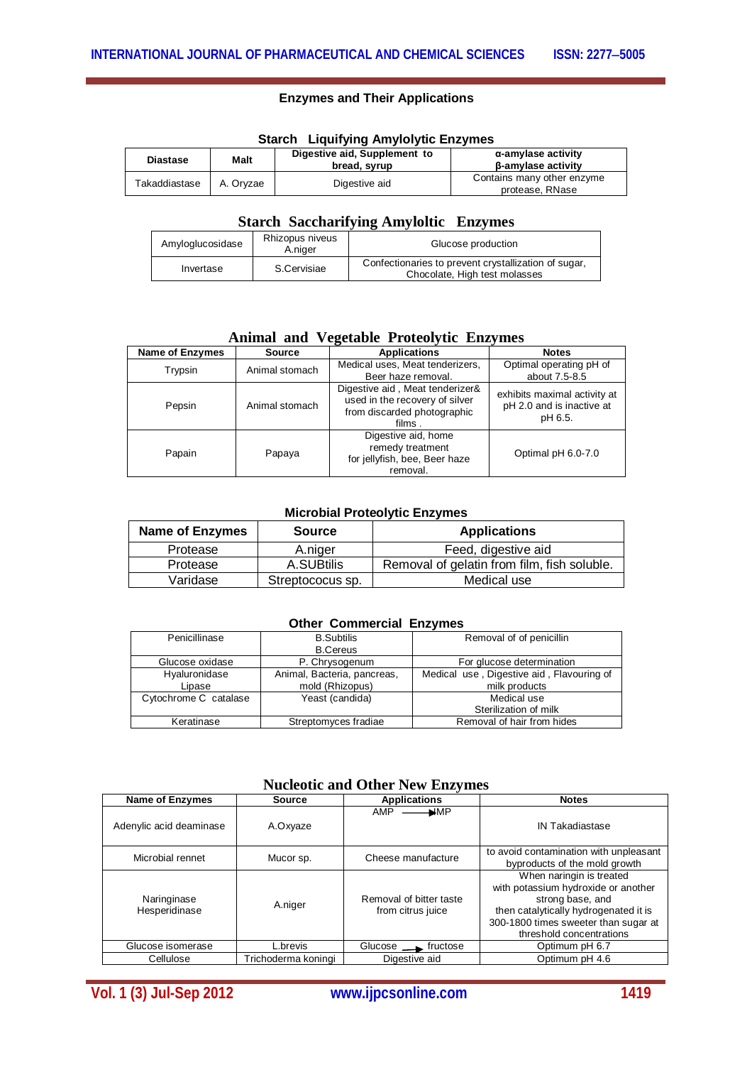### Enzymes and Their Applications

**Starch Liquifying Amylolytic Enzymes**

| Diastase | Malt | Digestive aid, Supplement to bread, syrup | α-amylase activity β-amylase activity |
|---|---|---|---|
| Takaddiastase | A. Oryzae | Digestive aid | Contains many other enzyme protease, RNase |

**Starch Saccharifying Amyloltic Enzymes**

| Amyloglucosidase | Rhizopus niveus A.niger | Glucose production |
|---|---|---|
| Invertase | S.Cervisiae | Confectionaries to prevent crystallization of sugar, Chocolate, High test molasses |

**Animal and Vegetable Proteolytic Enzymes**

| Name of Enzymes | Source | Applications | Notes |
|---|---|---|---|
| Trypsin | Animal stomach | Medical uses, Meat tenderizers, Beer haze removal. | Optimal operating pH of about 7.5-8.5 |
| Pepsin | Animal stomach | Digestive aid , Meat tenderizer& used in the recovery of silver from discarded photographic films . | exhibits maximal activity at pH 2.0 and is inactive at pH 6.5. |
| Papain | Papaya | Digestive aid, home remedy treatment for jellyfish, bee, Beer haze removal. | Optimal pH 6.0-7.0 |

**Microbial Proteolytic Enzymes**

| Name of Enzymes | Source | Applications |
|---|---|---|
| Protease | A.niger | Feed, digestive aid |
| Protease | A.SUBtilis | Removal of gelatin from film, fish soluble. |
| Varidase | Streptococus sp. | Medical use |

**Other Commercial Enzymes**

| Penicillinase | B.Subtilis B.Cereus | Removal of of penicillin |
|---|---|---|
| Glucose oxidase | P. Chrysogenum | For glucose determination |
| Hyaluronidase Lipase | Animal, Bacteria, pancreas, mold (Rhizopus) | Medical use , Digestive aid , Flavouring of milk products |
| Cytochrome C catalase | Yeast (candida) | Medical use Sterilization of milk |
| Keratinase | Streptomyces fradiae | Removal of hair from hides |

**Nucleotic and Other New Enzymes**

| Name of Enzymes | Source | Applications | Notes |
|---|---|---|---|
| Adenylic acid deaminase | A.Oxyaze | AMP → IMP | IN Takadiastase |
| Microbial rennet | Mucor sp. | Cheese manufacture | to avoid contamination with unpleasant byproducts of the mold growth |
| Naringinase Hesperidinase | A.niger | Removal of bitter taste from citrus juice | When naringin is treated with potassium hydroxide or another strong base, and then catalytically hydrogenated it is 300-1800 times sweeter than sugar at threshold concentrations |
| Glucose isomerase | L.brevis | Glucose → fructose | Optimum pH 6.7 |
| Cellulose | Trichoderma koningi | Digestive aid | Optimum pH 4.6 |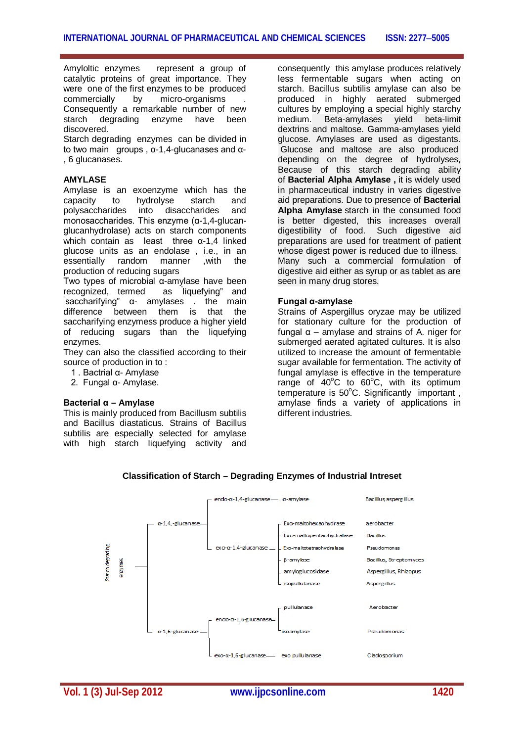Amylolitic enzymes represent a group of catalytic proteins of great importance. They were one of the first enzymes to be produced commercially by micro-organisms . Consequently a remarkable number of new starch degrading enzyme have been discovered.

Starch degrading enzymes can be divided in to two main groups , α-1,4-glucanases and α-, 6 glucanases.

### AMYLASE

Amylase is an exoenzyme which has the capacity to hydrolyse starch and polysaccharides into disaccharides and monosaccharides. This enzyme (α-1,4-glucan-glucanhydrolase) acts on starch components which contain as least three α-1,4 linked glucose units as an endolase , i.e., in an essentially random manner ,with the production of reducing sugars

Two types of microbial α-amylase have been recognized, termed as "liquefying" and "saccharifying" α- amylases . the main difference between them is that the saccharifying enzymess produce a higher yield of reducing sugars than the liquefying enzymes.

They can also the classified according to their source of production in to :

1. Bactrial α- Amylase
2. Fungal α- Amylase.

### Bacterial α – Amylase

This is mainly produced from Bacillusm subtilis and Bacillus diastaticus. Strains of Bacillus subtilis are especially selected for amylase with high starch liquefying activity and consequently this amylase produces relatively less fermentable sugars when acting on starch. Bacillus subtilis amylase can also be produced in highly aerated submerged cultures by employing a special highly starchy medium. Beta-amylases yield beta-limit dextrins and maltose. Gamma-amylases yield glucose. Amylases are used as digestants. Glucose and maltose are also produced depending on the degree of hydrolyses, Because of this starch degrading ability of **Bacterial Alpha Amylase ,** it is widely used in pharmaceutical industry in varies digestive aid preparations. Due to presence of **Bacterial Alpha Amylase** starch in the consumed food is better digested, this increases overall digestibility of food. Such digestive aid preparations are used for treatment of patient whose digest power is reduced due to illness. Many such a commercial formulation of digestive aid either as syrup or as tablet as are seen in many drug stores.

### Fungal α-amylase

Strains of Aspergillus oryzae may be utilized for stationary culture for the production of fungal α – amylase and strains of A. niger for submerged aerated agitated cultures. It is also utilized to increase the amount of fermentable sugar available for fermentation. The activity of fungal amylase is effective in the temperature range of 40°C to 60°C, with its optimum temperature is 50°C. Significantly important , amylase finds a variety of applications in different industries.

**Classification of Starch – Degrading Enzymes of Industrial Intreset**

| Group | Subgroup | Type | Enzyme | Source |
|---|---|---|---|---|
| Starch degrading enzymes | α-1,4,-glucanase | endo-α-1,4-glucanase | α-amylase | Bacillus, aspergillus |
| | | exo-α-1,4-glucanase | Exo-maltohexaohydrase | aerobacter |
| | | | Exo-maltopentaohydralase | Bacillus |
| | | | Exo-maltotetraohydralase | Pseudomonas |
| | | | β-amylase | Bacillus, Streptomyces |
| | | | amyloglucosidase | Aspergillus, Rhizopus |
| | | | isopullulanase | Aspergillus |
| | α-1,6-glucanase | endo-α-1,6-glucanase | pullulanase | Aerobacter |
| | | | isoamylase | Pseudomonas |
| | | exo-α-1,6-glucanase | exo pullulanase | Cladosporium |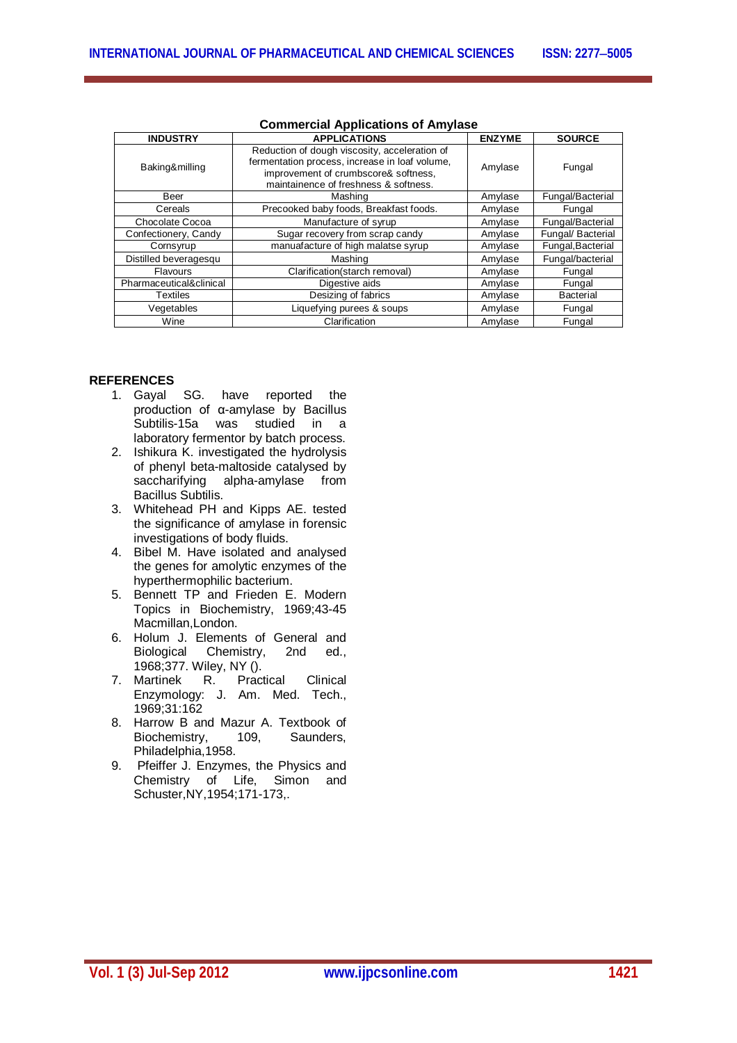**Commercial Applications of Amylase**

| INDUSTRY | APPLICATIONS | ENZYME | SOURCE |
|---|---|---|---|
| Baking&milling | Reduction of dough viscosity, acceleration of fermentation process, increase in loaf volume, improvement of crumbscore& softness, maintainence of freshness & softness. | Amylase | Fungal |
| Beer | Mashing | Amylase | Fungal/Bacterial |
| Cereals | Precooked baby foods, Breakfast foods. | Amylase | Fungal |
| Chocolate Cocoa | Manufacture of syrup | Amylase | Fungal/Bacterial |
| Confectionery, Candy | Sugar recovery from scrap candy | Amylase | Fungal/ Bacterial |
| Cornsyrup | manuafacture of high malatse syrup | Amylase | Fungal,Bacterial |
| Distilled beveragesqu | Mashing | Amylase | Fungal/bacterial |
| Flavours | Clarification(starch removal) | Amylase | Fungal |
| Pharmaceutical&clinical | Digestive aids | Amylase | Fungal |
| Textiles | Desizing of fabrics | Amylase | Bacterial |
| Vegetables | Liquefying purees & soups | Amylase | Fungal |
| Wine | Clarification | Amylase | Fungal |

## REFERENCES

1. Gayal SG. have reported the production of α-amylase by Bacillus Subtilis-15a was studied in a laboratory fermentor by batch process.
2. Ishikura K. investigated the hydrolysis of phenyl beta-maltoside catalysed by saccharifying alpha-amylase from Bacillus Subtilis.
3. Whitehead PH and Kipps AE. tested the significance of amylase in forensic investigations of body fluids.
4. Bibel M. Have isolated and analysed the genes for amolytic enzymes of the hyperthermophilic bacterium.
5. Bennett TP and Frieden E. Modern Topics in Biochemistry, 1969;43-45 Macmillan,London.
6. Holum J. Elements of General and Biological Chemistry, 2nd ed., 1968;377. Wiley, NY ().
7. Martinek R. Practical Clinical Enzymology: J. Am. Med. Tech., 1969;31:162
8. Harrow B and Mazur A. Textbook of Biochemistry, 109, Saunders, Philadelphia,1958.
9. Pfeiffer J. Enzymes, the Physics and Chemistry of Life, Simon and Schuster,NY,1954;171-173,.